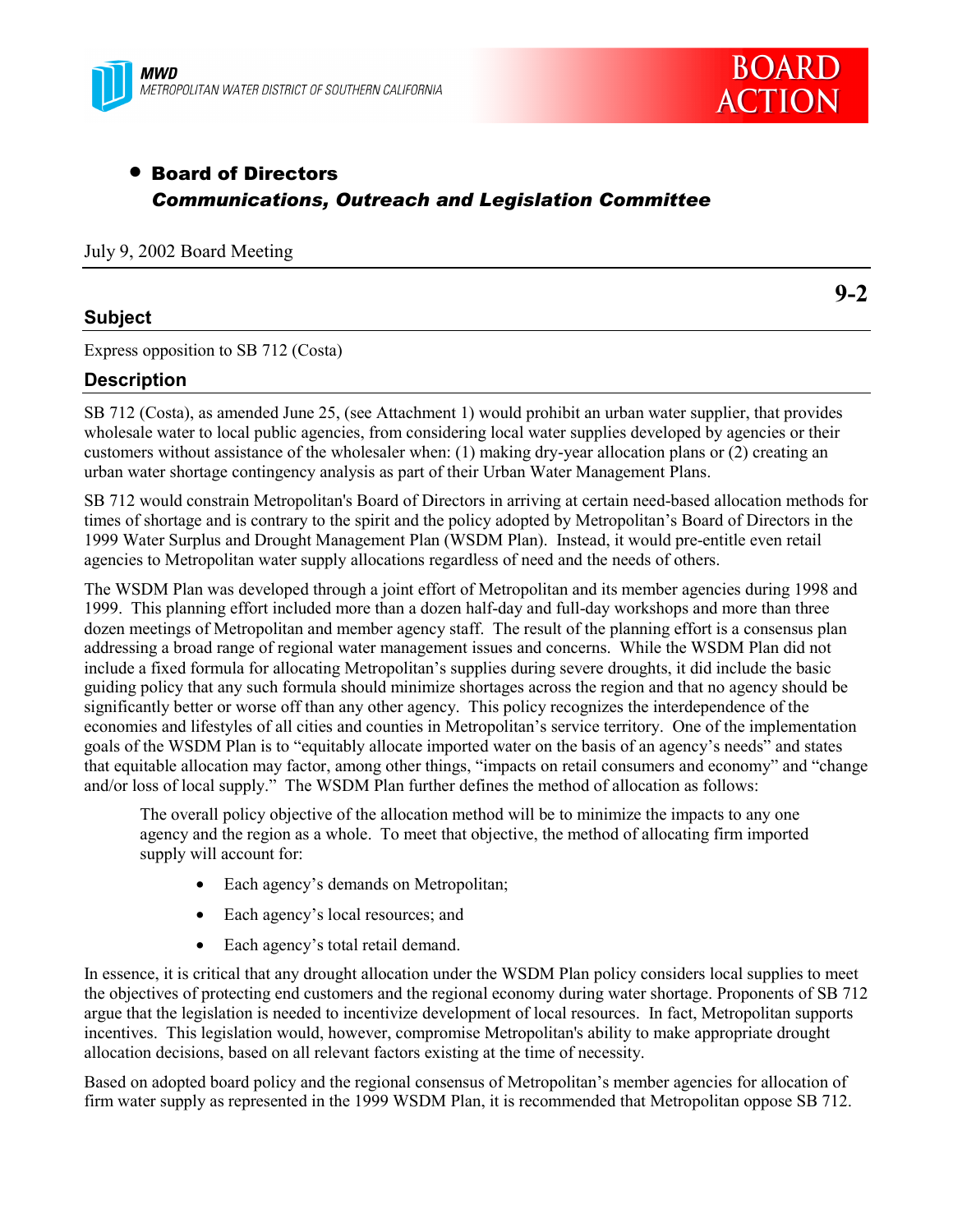MWD
METROPOLITAN WATER DISTRICT OF SOUTHERN CALIFORNIA

**BOARD ACTION**

- **Board of Directors**
  ***Communications, Outreach and Legislation Committee***

July 9, 2002 Board Meeting

**9-2**

## Subject

Express opposition to SB 712 (Costa)

## Description

SB 712 (Costa), as amended June 25, (see Attachment 1) would prohibit an urban water supplier, that provides wholesale water to local public agencies, from considering local water supplies developed by agencies or their customers without assistance of the wholesaler when: (1) making dry-year allocation plans or (2) creating an urban water shortage contingency analysis as part of their Urban Water Management Plans.

SB 712 would constrain Metropolitan's Board of Directors in arriving at certain need-based allocation methods for times of shortage and is contrary to the spirit and the policy adopted by Metropolitan's Board of Directors in the 1999 Water Surplus and Drought Management Plan (WSDM Plan). Instead, it would pre-entitle even retail agencies to Metropolitan water supply allocations regardless of need and the needs of others.

The WSDM Plan was developed through a joint effort of Metropolitan and its member agencies during 1998 and 1999. This planning effort included more than a dozen half-day and full-day workshops and more than three dozen meetings of Metropolitan and member agency staff. The result of the planning effort is a consensus plan addressing a broad range of regional water management issues and concerns. While the WSDM Plan did not include a fixed formula for allocating Metropolitan's supplies during severe droughts, it did include the basic guiding policy that any such formula should minimize shortages across the region and that no agency should be significantly better or worse off than any other agency. This policy recognizes the interdependence of the economies and lifestyles of all cities and counties in Metropolitan's service territory. One of the implementation goals of the WSDM Plan is to "equitably allocate imported water on the basis of an agency's needs" and states that equitable allocation may factor, among other things, "impacts on retail consumers and economy" and "change and/or loss of local supply." The WSDM Plan further defines the method of allocation as follows:

> The overall policy objective of the allocation method will be to minimize the impacts to any one agency and the region as a whole. To meet that objective, the method of allocating firm imported supply will account for:
>
> - Each agency's demands on Metropolitan;
> - Each agency's local resources; and
> - Each agency's total retail demand.

In essence, it is critical that any drought allocation under the WSDM Plan policy considers local supplies to meet the objectives of protecting end customers and the regional economy during water shortage. Proponents of SB 712 argue that the legislation is needed to incentivize development of local resources. In fact, Metropolitan supports incentives. This legislation would, however, compromise Metropolitan's ability to make appropriate drought allocation decisions, based on all relevant factors existing at the time of necessity.

Based on adopted board policy and the regional consensus of Metropolitan's member agencies for allocation of firm water supply as represented in the 1999 WSDM Plan, it is recommended that Metropolitan oppose SB 712.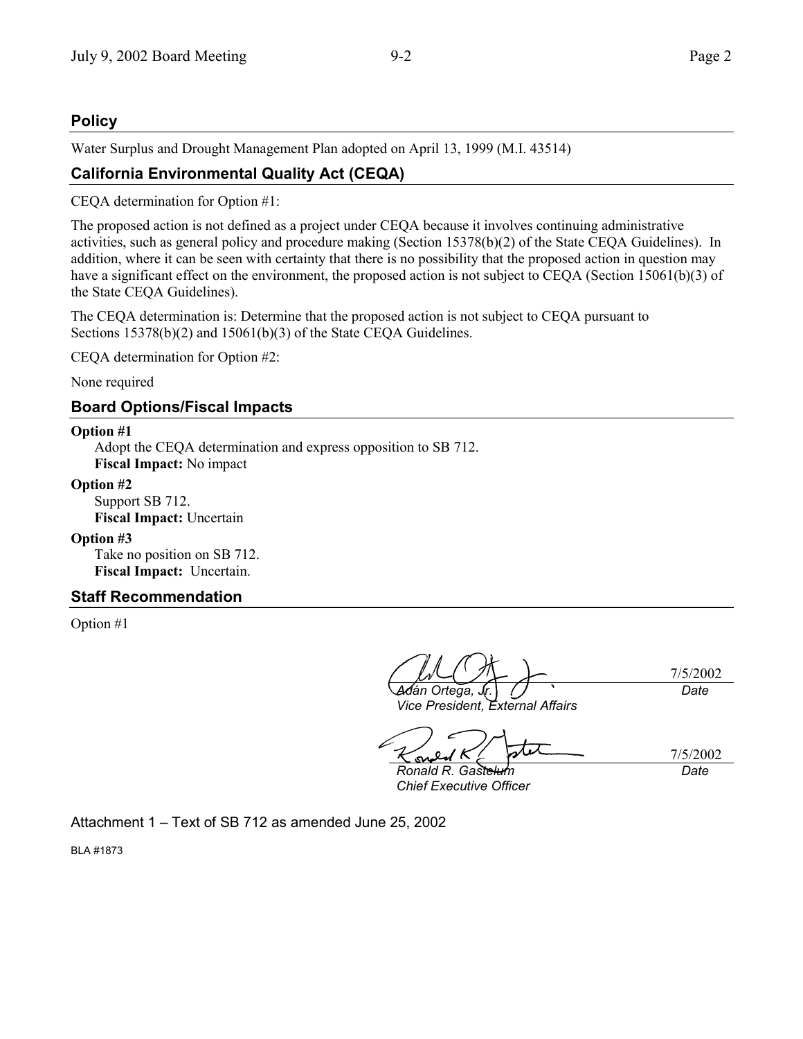## Policy

Water Surplus and Drought Management Plan adopted on April 13, 1999 (M.I. 43514)

## California Environmental Quality Act (CEQA)

CEQA determination for Option #1:

The proposed action is not defined as a project under CEQA because it involves continuing administrative activities, such as general policy and procedure making (Section 15378(b)(2) of the State CEQA Guidelines). In addition, where it can be seen with certainty that there is no possibility that the proposed action in question may have a significant effect on the environment, the proposed action is not subject to CEQA (Section 15061(b)(3) of the State CEQA Guidelines).

The CEQA determination is: Determine that the proposed action is not subject to CEQA pursuant to Sections 15378(b)(2) and 15061(b)(3) of the State CEQA Guidelines.

CEQA determination for Option #2:

None required

## Board Options/Fiscal Impacts

**Option #1**
Adopt the CEQA determination and express opposition to SB 712.
**Fiscal Impact:** No impact

**Option #2**
Support SB 712.
**Fiscal Impact:** Uncertain

**Option #3**
Take no position on SB 712.
**Fiscal Impact:** Uncertain.

## Staff Recommendation

Option #1

| | |
|---|---|
| *Adán Ortega, Jr.*<br>*Vice President, External Affairs* | 7/5/2002<br>*Date* |
| *Ronald R. Gastelum*<br>*Chief Executive Officer* | 7/5/2002<br>*Date* |

Attachment 1 – Text of SB 712 as amended June 25, 2002

BLA #1873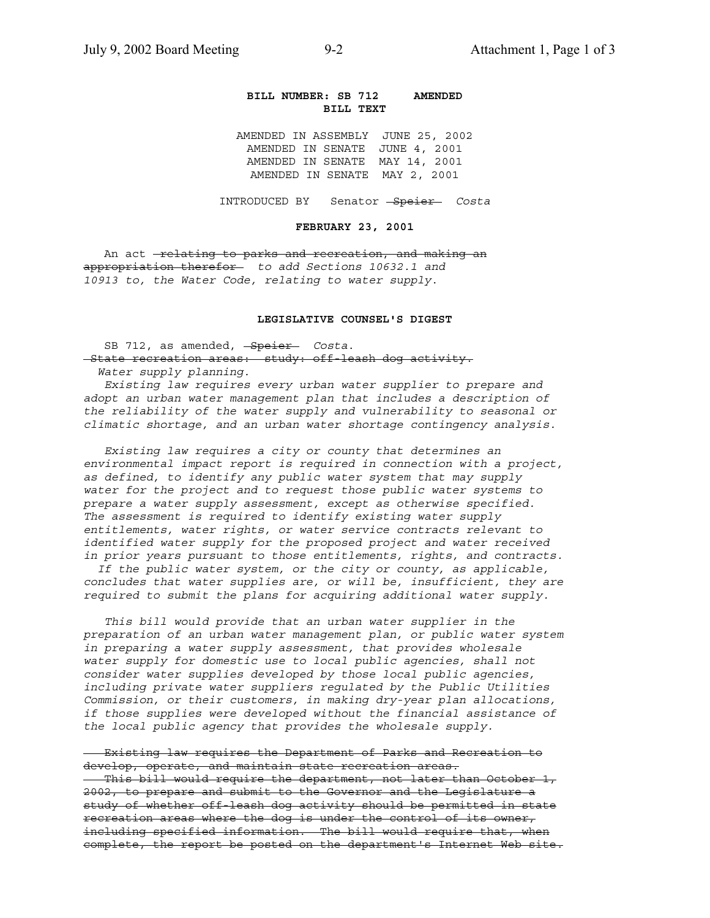**BILL NUMBER: SB 712 AMENDED**
**BILL TEXT**

AMENDED IN ASSEMBLY JUNE 25, 2002
AMENDED IN SENATE JUNE 4, 2001
AMENDED IN SENATE MAY 14, 2001
AMENDED IN SENATE MAY 2, 2001

INTRODUCED BY Senator ~~Speier~~ *Costa*

**FEBRUARY 23, 2001**

An act ~~relating to parks and recreation, and making an appropriation therefor~~ *to add Sections 10632.1 and 10913 to, the Water Code, relating to water supply.*

**LEGISLATIVE COUNSEL'S DIGEST**

SB 712, as amended, ~~Speier~~ *Costa*.
~~State recreation areas: study: off-leash dog activity.~~
*Water supply planning.*

*Existing law requires every urban water supplier to prepare and adopt an urban water management plan that includes a description of the reliability of the water supply and vulnerability to seasonal or climatic shortage, and an urban water shortage contingency analysis.*

*Existing law requires a city or county that determines an environmental impact report is required in connection with a project, as defined, to identify any public water system that may supply water for the project and to request those public water systems to prepare a water supply assessment, except as otherwise specified. The assessment is required to identify existing water supply entitlements, water rights, or water service contracts relevant to identified water supply for the proposed project and water received in prior years pursuant to those entitlements, rights, and contracts. If the public water system, or the city or county, as applicable, concludes that water supplies are, or will be, insufficient, they are required to submit the plans for acquiring additional water supply.*

*This bill would provide that an urban water supplier in the preparation of an urban water management plan, or public water system in preparing a water supply assessment, that provides wholesale water supply for domestic use to local public agencies, shall not consider water supplies developed by those local public agencies, including private water suppliers regulated by the Public Utilities Commission, or their customers, in making dry-year plan allocations, if those supplies were developed without the financial assistance of the local public agency that provides the wholesale supply.*

~~Existing law requires the Department of Parks and Recreation to develop, operate, and maintain state recreation areas.~~
~~This bill would require the department, not later than October 1, 2002, to prepare and submit to the Governor and the Legislature a study of whether off-leash dog activity should be permitted in state recreation areas where the dog is under the control of its owner, including specified information. The bill would require that, when complete, the report be posted on the department's Internet Web site.~~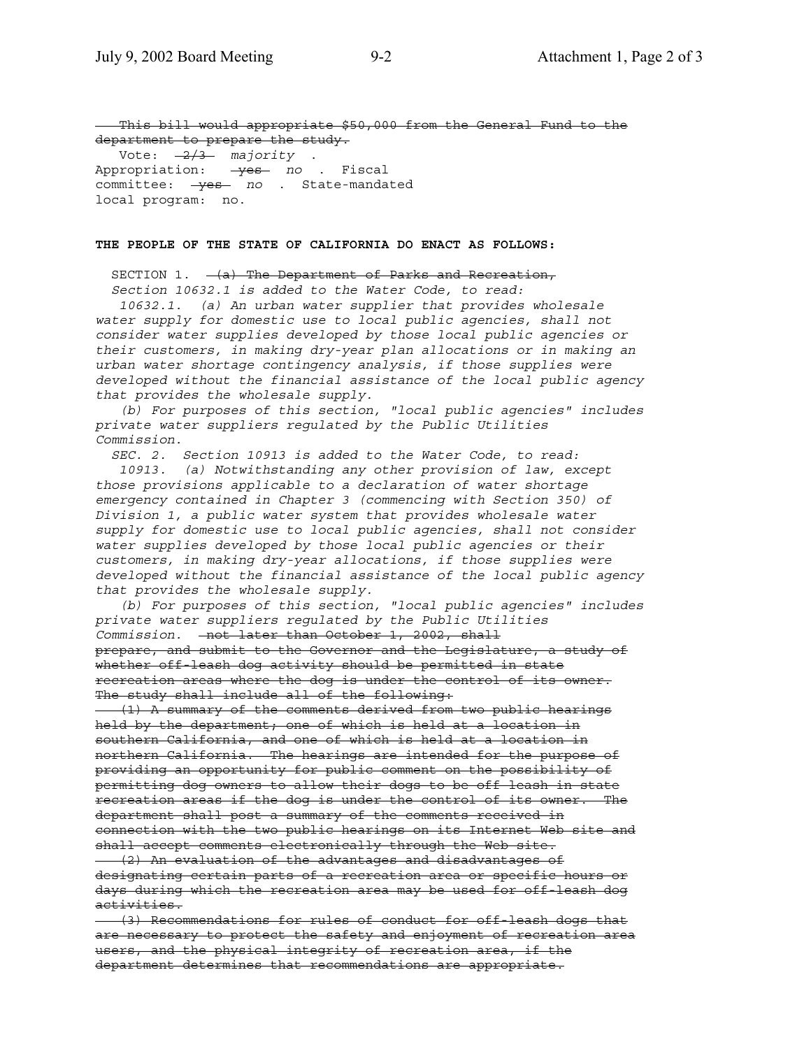~~This bill would appropriate $50,000 from the General Fund to the department to prepare the study.~~

Vote: ~~2/3~~ *majority* .
Appropriation: ~~yes~~ *no* . Fiscal committee: ~~yes~~ *no* . State-mandated local program: no.

**THE PEOPLE OF THE STATE OF CALIFORNIA DO ENACT AS FOLLOWS:**

SECTION 1. ~~(a) The Department of Parks and Recreation,~~
*Section 10632.1 is added to the Water Code, to read:*

*10632.1. (a) An urban water supplier that provides wholesale water supply for domestic use to local public agencies, shall not consider water supplies developed by those local public agencies or their customers, in making dry-year plan allocations or in making an urban water shortage contingency analysis, if those supplies were developed without the financial assistance of the local public agency that provides the wholesale supply.*

*(b) For purposes of this section, "local public agencies" includes private water suppliers regulated by the Public Utilities Commission.*

*SEC. 2. Section 10913 is added to the Water Code, to read:*

*10913. (a) Notwithstanding any other provision of law, except those provisions applicable to a declaration of water shortage emergency contained in Chapter 3 (commencing with Section 350) of Division 1, a public water system that provides wholesale water supply for domestic use to local public agencies, shall not consider water supplies developed by those local public agencies or their customers, in making dry-year allocations, if those supplies were developed without the financial assistance of the local public agency that provides the wholesale supply.*

*(b) For purposes of this section, "local public agencies" includes private water suppliers regulated by the Public Utilities Commission.* ~~not later than October 1, 2002, shall prepare, and submit to the Governor and the Legislature, a study of whether off-leash dog activity should be permitted in state recreation areas where the dog is under the control of its owner. The study shall include all of the following:~~

~~(1) A summary of the comments derived from two public hearings held by the department; one of which is held at a location in southern California, and one of which is held at a location in northern California. The hearings are intended for the purpose of providing an opportunity for public comment on the possibility of permitting dog owners to allow their dogs to be off leash in state recreation areas if the dog is under the control of its owner. The department shall post a summary of the comments received in connection with the two public hearings on its Internet Web site and shall accept comments electronically through the Web site.~~

~~(2) An evaluation of the advantages and disadvantages of designating certain parts of a recreation area or specific hours or days during which the recreation area may be used for off-leash dog activities.~~

~~(3) Recommendations for rules of conduct for off-leash dogs that are necessary to protect the safety and enjoyment of recreation area users, and the physical integrity of recreation area, if the department determines that recommendations are appropriate.~~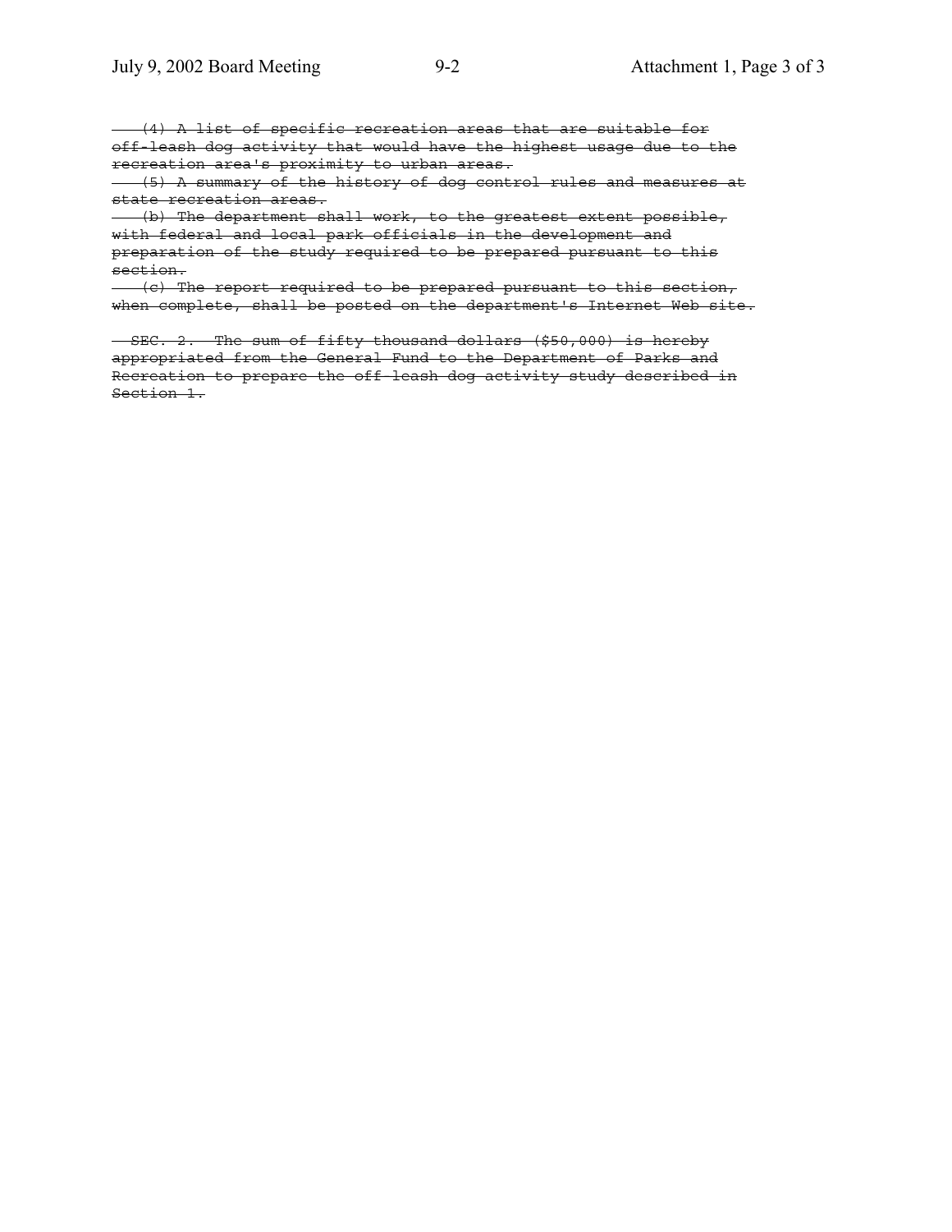~~(4) A list of specific recreation areas that are suitable for off-leash dog activity that would have the highest usage due to the recreation area's proximity to urban areas.~~

~~(5) A summary of the history of dog control rules and measures at state recreation areas.~~

~~(b) The department shall work, to the greatest extent possible, with federal and local park officials in the development and preparation of the study required to be prepared pursuant to this section.~~

~~(c) The report required to be prepared pursuant to this section, when complete, shall be posted on the department's Internet Web site.~~

~~SEC. 2. The sum of fifty thousand dollars ($50,000) is hereby appropriated from the General Fund to the Department of Parks and Recreation to prepare the off-leash dog activity study described in Section 1.~~